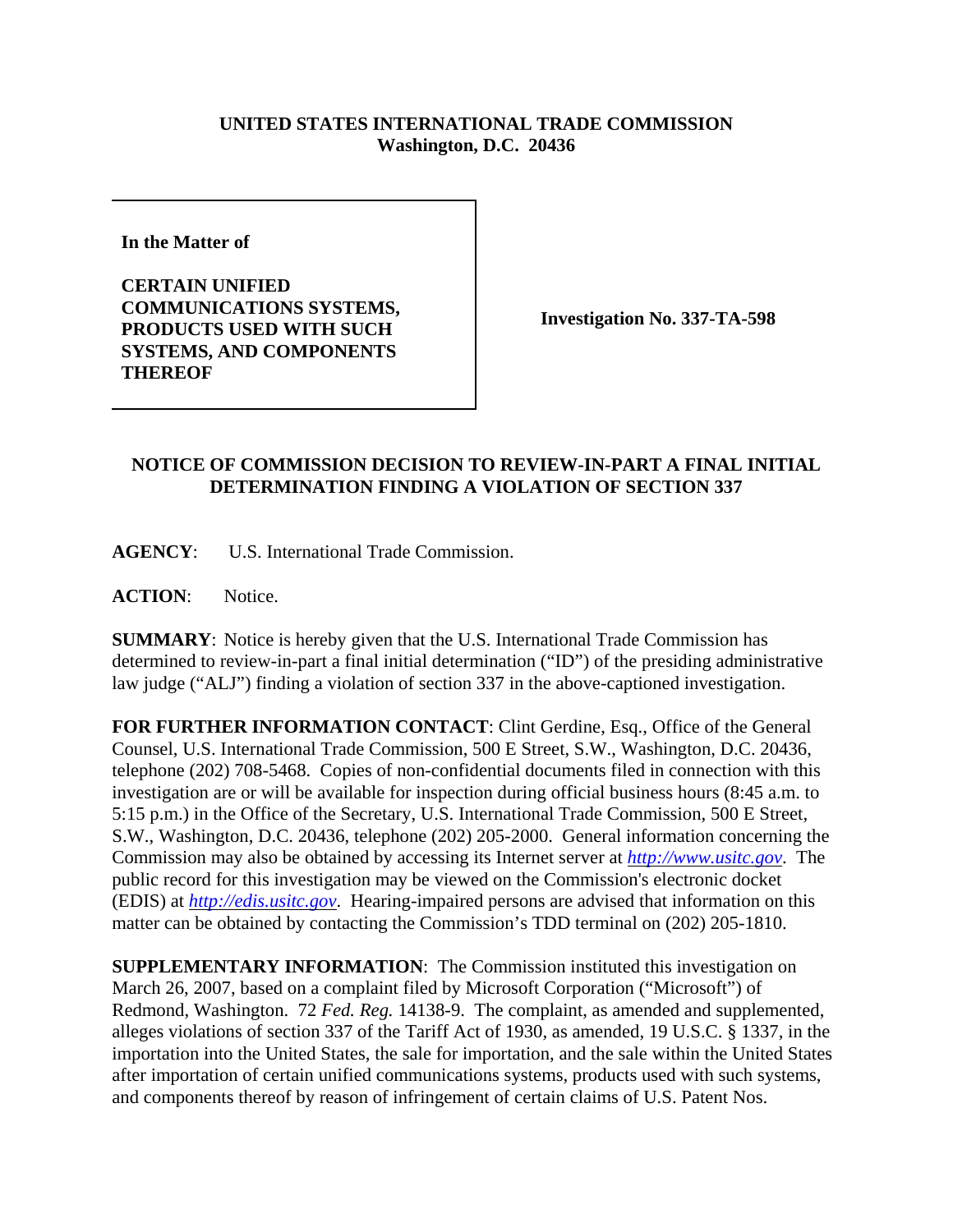**UNITED STATES INTERNATIONAL TRADE COMMISSION**
**Washington, D.C. 20436**

**In the Matter of**

**CERTAIN UNIFIED COMMUNICATIONS SYSTEMS, PRODUCTS USED WITH SUCH SYSTEMS, AND COMPONENTS THEREOF**

**Investigation No. 337-TA-598**

**NOTICE OF COMMISSION DECISION TO REVIEW-IN-PART A FINAL INITIAL DETERMINATION FINDING A VIOLATION OF SECTION 337**

**AGENCY**: U.S. International Trade Commission.

**ACTION**: Notice.

**SUMMARY**: Notice is hereby given that the U.S. International Trade Commission has determined to review-in-part a final initial determination ("ID") of the presiding administrative law judge ("ALJ") finding a violation of section 337 in the above-captioned investigation.

**FOR FURTHER INFORMATION CONTACT**: Clint Gerdine, Esq., Office of the General Counsel, U.S. International Trade Commission, 500 E Street, S.W., Washington, D.C. 20436, telephone (202) 708-5468. Copies of non-confidential documents filed in connection with this investigation are or will be available for inspection during official business hours (8:45 a.m. to 5:15 p.m.) in the Office of the Secretary, U.S. International Trade Commission, 500 E Street, S.W., Washington, D.C. 20436, telephone (202) 205-2000. General information concerning the Commission may also be obtained by accessing its Internet server at *http://www.usitc.gov*. The public record for this investigation may be viewed on the Commission's electronic docket (EDIS) at *http://edis.usitc.gov*. Hearing-impaired persons are advised that information on this matter can be obtained by contacting the Commission's TDD terminal on (202) 205-1810.

**SUPPLEMENTARY INFORMATION**: The Commission instituted this investigation on March 26, 2007, based on a complaint filed by Microsoft Corporation ("Microsoft") of Redmond, Washington. 72 *Fed. Reg.* 14138-9. The complaint, as amended and supplemented, alleges violations of section 337 of the Tariff Act of 1930, as amended, 19 U.S.C. § 1337, in the importation into the United States, the sale for importation, and the sale within the United States after importation of certain unified communications systems, products used with such systems, and components thereof by reason of infringement of certain claims of U.S. Patent Nos.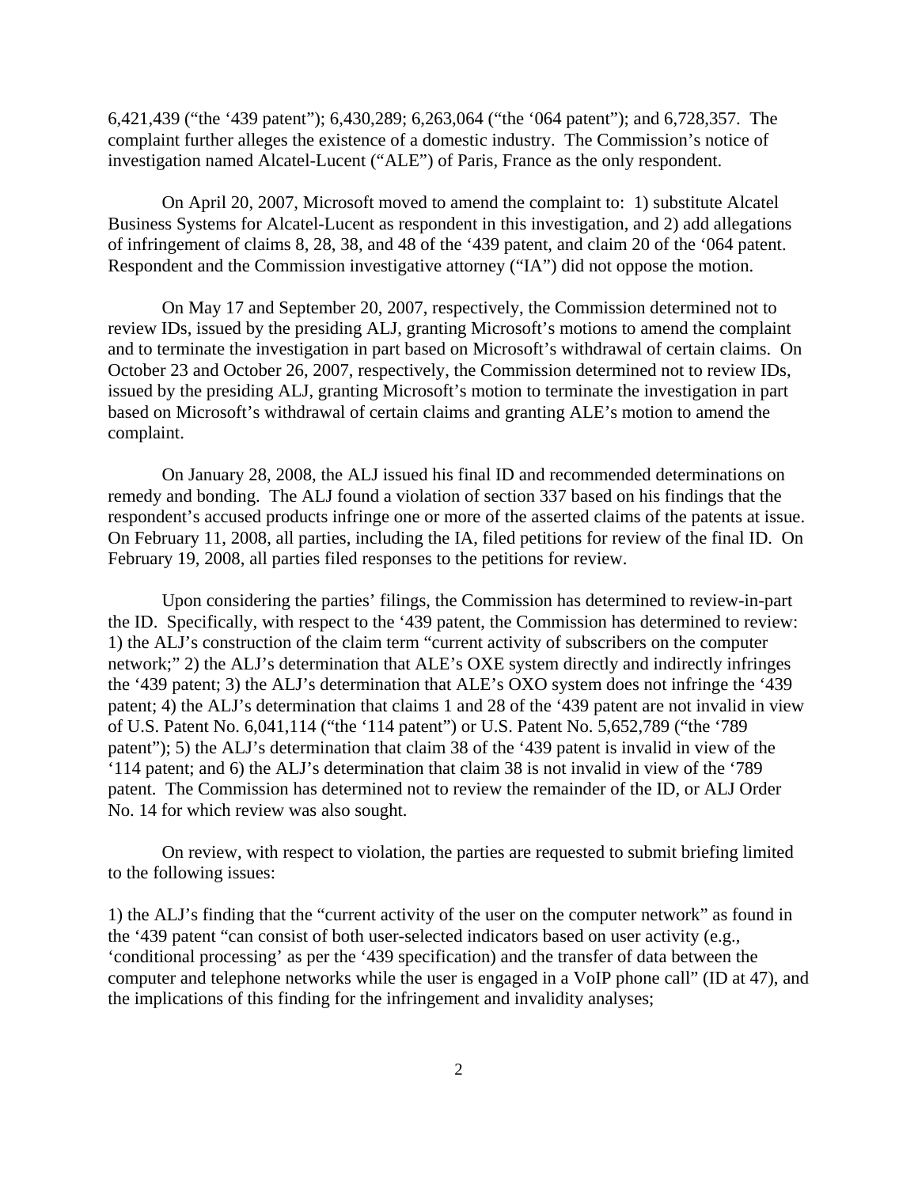6,421,439 ("the '439 patent"); 6,430,289; 6,263,064 ("the '064 patent"); and 6,728,357. The complaint further alleges the existence of a domestic industry. The Commission's notice of investigation named Alcatel-Lucent ("ALE") of Paris, France as the only respondent.

On April 20, 2007, Microsoft moved to amend the complaint to: 1) substitute Alcatel Business Systems for Alcatel-Lucent as respondent in this investigation, and 2) add allegations of infringement of claims 8, 28, 38, and 48 of the '439 patent, and claim 20 of the '064 patent. Respondent and the Commission investigative attorney ("IA") did not oppose the motion.

On May 17 and September 20, 2007, respectively, the Commission determined not to review IDs, issued by the presiding ALJ, granting Microsoft's motions to amend the complaint and to terminate the investigation in part based on Microsoft's withdrawal of certain claims. On October 23 and October 26, 2007, respectively, the Commission determined not to review IDs, issued by the presiding ALJ, granting Microsoft's motion to terminate the investigation in part based on Microsoft's withdrawal of certain claims and granting ALE's motion to amend the complaint.

On January 28, 2008, the ALJ issued his final ID and recommended determinations on remedy and bonding. The ALJ found a violation of section 337 based on his findings that the respondent's accused products infringe one or more of the asserted claims of the patents at issue. On February 11, 2008, all parties, including the IA, filed petitions for review of the final ID. On February 19, 2008, all parties filed responses to the petitions for review.

Upon considering the parties' filings, the Commission has determined to review-in-part the ID. Specifically, with respect to the '439 patent, the Commission has determined to review: 1) the ALJ's construction of the claim term "current activity of subscribers on the computer network;" 2) the ALJ's determination that ALE's OXE system directly and indirectly infringes the '439 patent; 3) the ALJ's determination that ALE's OXO system does not infringe the '439 patent; 4) the ALJ's determination that claims 1 and 28 of the '439 patent are not invalid in view of U.S. Patent No. 6,041,114 ("the '114 patent") or U.S. Patent No. 5,652,789 ("the '789 patent"); 5) the ALJ's determination that claim 38 of the '439 patent is invalid in view of the '114 patent; and 6) the ALJ's determination that claim 38 is not invalid in view of the '789 patent. The Commission has determined not to review the remainder of the ID, or ALJ Order No. 14 for which review was also sought.

On review, with respect to violation, the parties are requested to submit briefing limited to the following issues:

1) the ALJ's finding that the "current activity of the user on the computer network" as found in the '439 patent "can consist of both user-selected indicators based on user activity (e.g., 'conditional processing' as per the '439 specification) and the transfer of data between the computer and telephone networks while the user is engaged in a VoIP phone call" (ID at 47), and the implications of this finding for the infringement and invalidity analyses;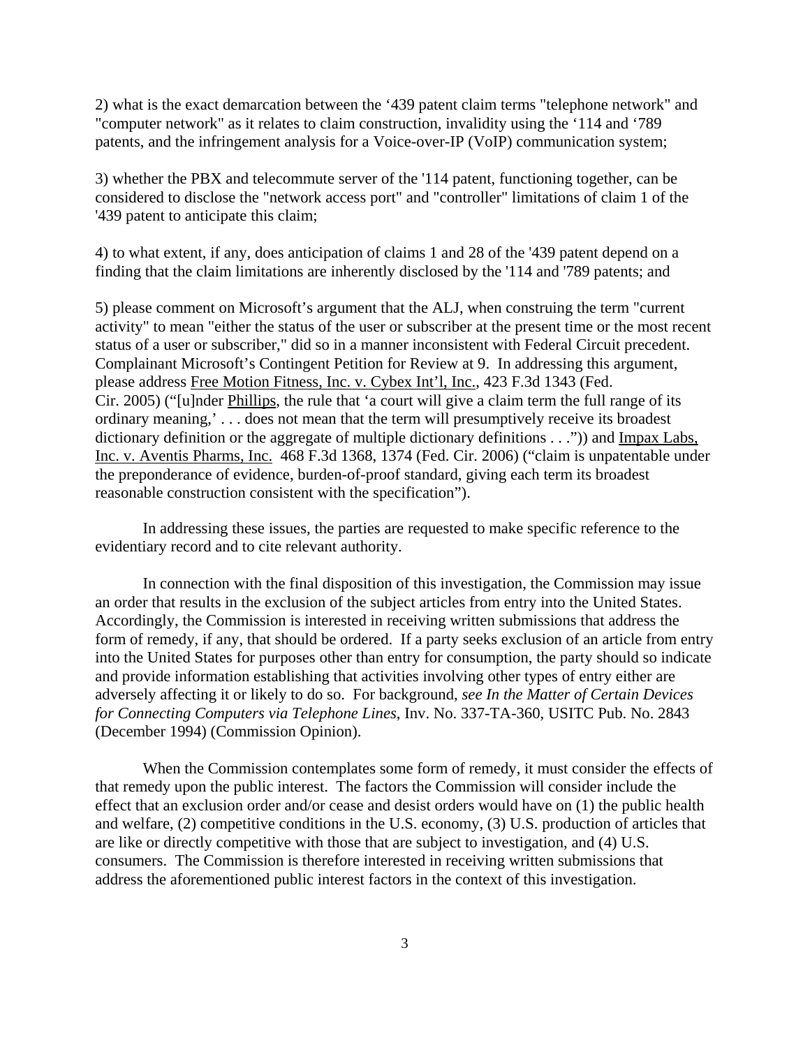2) what is the exact demarcation between the ‘439 patent claim terms "telephone network" and "computer network" as it relates to claim construction, invalidity using the ‘114 and ‘789 patents, and the infringement analysis for a Voice-over-IP (VoIP) communication system;

3) whether the PBX and telecommute server of the '114 patent, functioning together, can be considered to disclose the "network access port" and "controller" limitations of claim 1 of the '439 patent to anticipate this claim;

4) to what extent, if any, does anticipation of claims 1 and 28 of the '439 patent depend on a finding that the claim limitations are inherently disclosed by the '114 and '789 patents; and

5) please comment on Microsoft’s argument that the ALJ, when construing the term "current activity" to mean "either the status of the user or subscriber at the present time or the most recent status of a user or subscriber," did so in a manner inconsistent with Federal Circuit precedent. Complainant Microsoft’s Contingent Petition for Review at 9. In addressing this argument, please address Free Motion Fitness, Inc. v. Cybex Int’l, Inc., 423 F.3d 1343 (Fed. Cir. 2005) (“[u]nder Phillips, the rule that ‘a court will give a claim term the full range of its ordinary meaning,’ . . . does not mean that the term will presumptively receive its broadest dictionary definition or the aggregate of multiple dictionary definitions . . .”)) and Impax Labs, Inc. v. Aventis Pharms, Inc. 468 F.3d 1368, 1374 (Fed. Cir. 2006) (“claim is unpatentable under the preponderance of evidence, burden-of-proof standard, giving each term its broadest reasonable construction consistent with the specification”).

In addressing these issues, the parties are requested to make specific reference to the evidentiary record and to cite relevant authority.

In connection with the final disposition of this investigation, the Commission may issue an order that results in the exclusion of the subject articles from entry into the United States. Accordingly, the Commission is interested in receiving written submissions that address the form of remedy, if any, that should be ordered. If a party seeks exclusion of an article from entry into the United States for purposes other than entry for consumption, the party should so indicate and provide information establishing that activities involving other types of entry either are adversely affecting it or likely to do so. For background, *see In the Matter of Certain Devices for Connecting Computers via Telephone Lines*, Inv. No. 337-TA-360, USITC Pub. No. 2843 (December 1994) (Commission Opinion).

When the Commission contemplates some form of remedy, it must consider the effects of that remedy upon the public interest. The factors the Commission will consider include the effect that an exclusion order and/or cease and desist orders would have on (1) the public health and welfare, (2) competitive conditions in the U.S. economy, (3) U.S. production of articles that are like or directly competitive with those that are subject to investigation, and (4) U.S. consumers. The Commission is therefore interested in receiving written submissions that address the aforementioned public interest factors in the context of this investigation.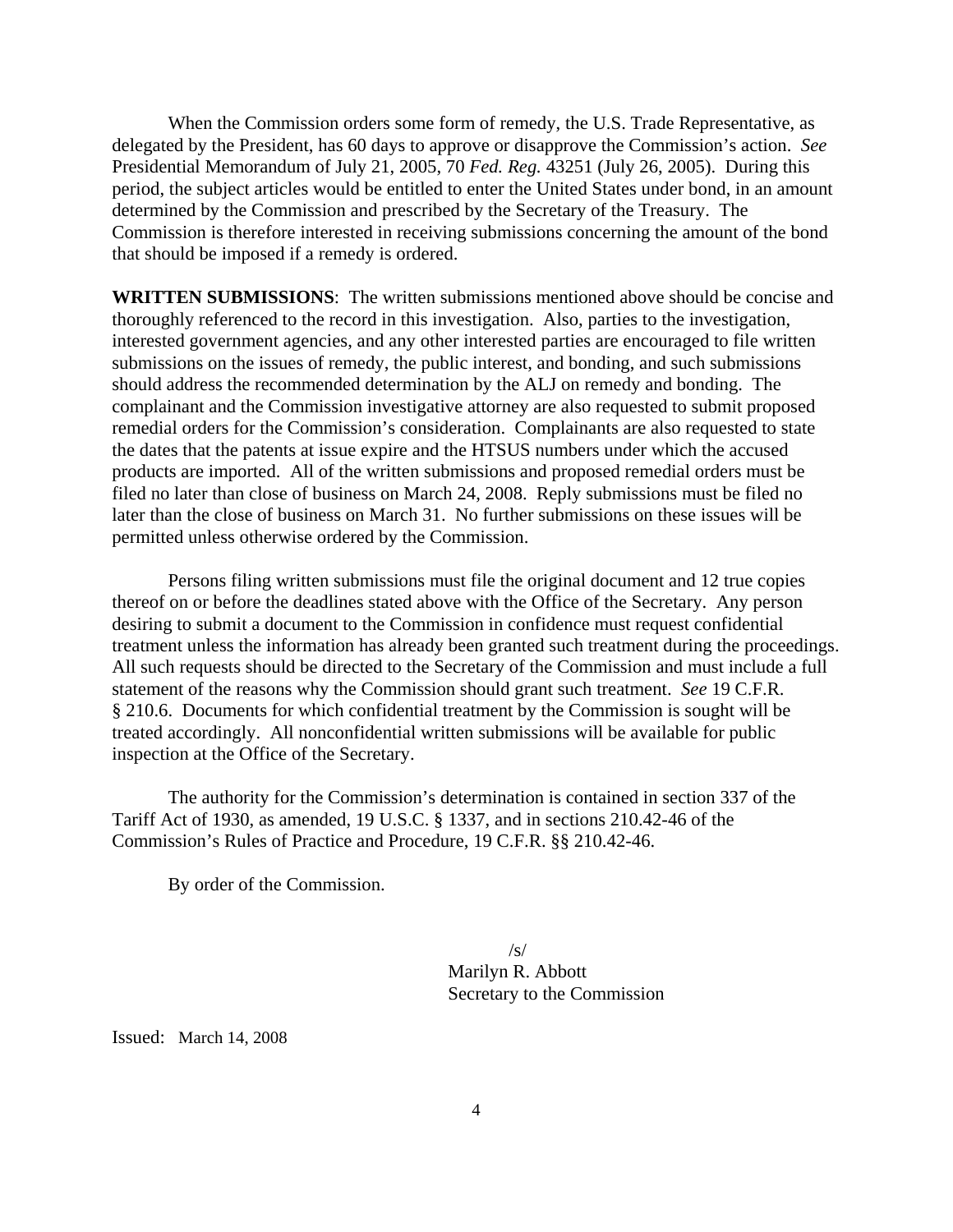When the Commission orders some form of remedy, the U.S. Trade Representative, as delegated by the President, has 60 days to approve or disapprove the Commission's action. *See* Presidential Memorandum of July 21, 2005, 70 *Fed. Reg.* 43251 (July 26, 2005). During this period, the subject articles would be entitled to enter the United States under bond, in an amount determined by the Commission and prescribed by the Secretary of the Treasury. The Commission is therefore interested in receiving submissions concerning the amount of the bond that should be imposed if a remedy is ordered.

**WRITTEN SUBMISSIONS**: The written submissions mentioned above should be concise and thoroughly referenced to the record in this investigation. Also, parties to the investigation, interested government agencies, and any other interested parties are encouraged to file written submissions on the issues of remedy, the public interest, and bonding, and such submissions should address the recommended determination by the ALJ on remedy and bonding. The complainant and the Commission investigative attorney are also requested to submit proposed remedial orders for the Commission's consideration. Complainants are also requested to state the dates that the patents at issue expire and the HTSUS numbers under which the accused products are imported. All of the written submissions and proposed remedial orders must be filed no later than close of business on March 24, 2008. Reply submissions must be filed no later than the close of business on March 31. No further submissions on these issues will be permitted unless otherwise ordered by the Commission.

Persons filing written submissions must file the original document and 12 true copies thereof on or before the deadlines stated above with the Office of the Secretary. Any person desiring to submit a document to the Commission in confidence must request confidential treatment unless the information has already been granted such treatment during the proceedings. All such requests should be directed to the Secretary of the Commission and must include a full statement of the reasons why the Commission should grant such treatment. *See* 19 C.F.R. § 210.6. Documents for which confidential treatment by the Commission is sought will be treated accordingly. All nonconfidential written submissions will be available for public inspection at the Office of the Secretary.

The authority for the Commission's determination is contained in section 337 of the Tariff Act of 1930, as amended, 19 U.S.C. § 1337, and in sections 210.42-46 of the Commission's Rules of Practice and Procedure, 19 C.F.R. §§ 210.42-46.

By order of the Commission.

/s/
Marilyn R. Abbott
Secretary to the Commission

Issued: March 14, 2008